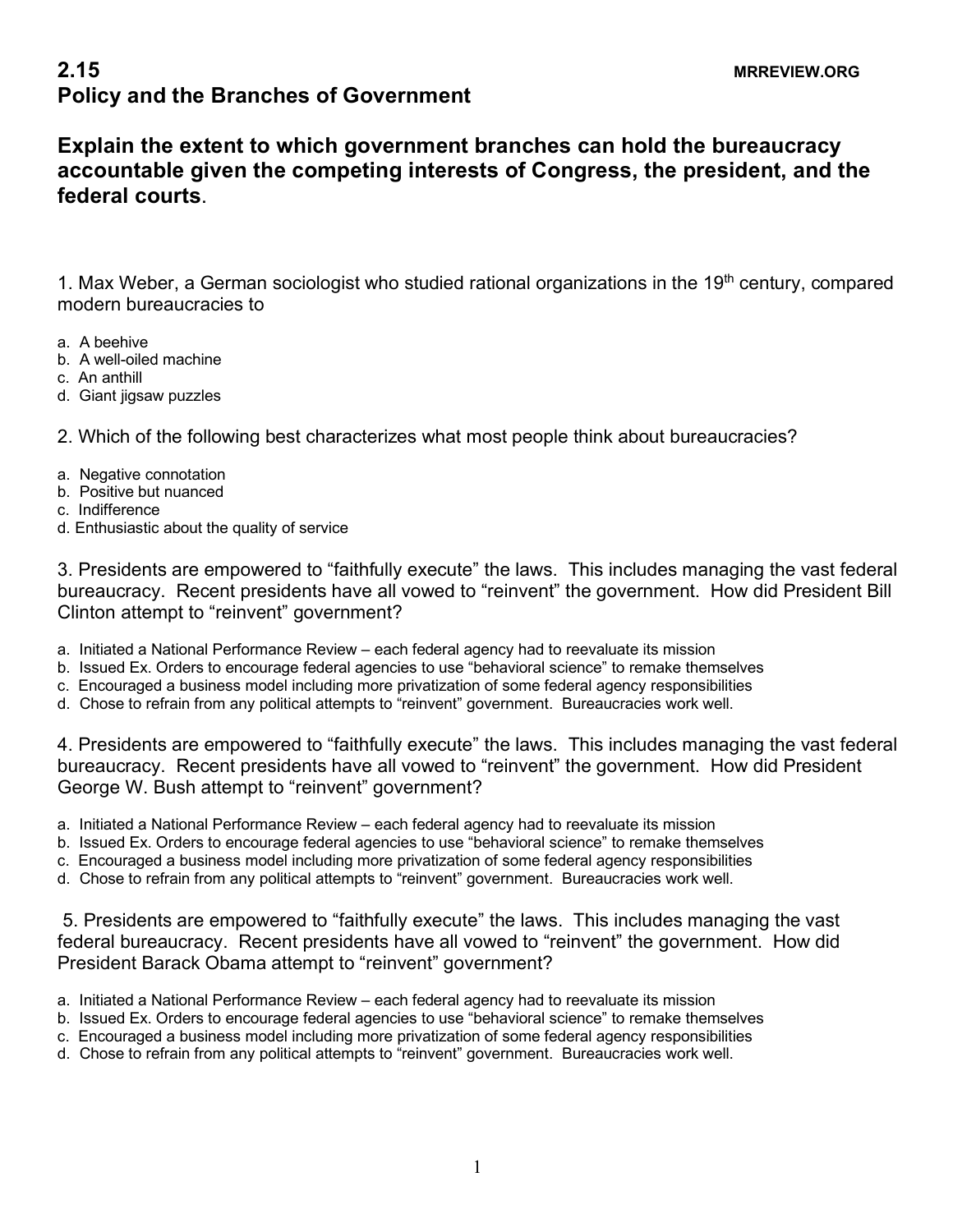## 2.15 Policy and the Branches of Government

MRREVIEW.ORG

### Explain the extent to which government branches can hold the bureaucracy accountable given the competing interests of Congress, the president, and the federal courts.

1. Max Weber, a German sociologist who studied rational organizations in the 19th century, compared modern bureaucracies to

a. A beehive
b. A well-oiled machine
c. An anthill
d. Giant jigsaw puzzles

2. Which of the following best characterizes what most people think about bureaucracies?

a. Negative connotation
b. Positive but nuanced
c. Indifference
d. Enthusiastic about the quality of service

3. Presidents are empowered to "faithfully execute" the laws. This includes managing the vast federal bureaucracy. Recent presidents have all vowed to "reinvent" the government. How did President Bill Clinton attempt to "reinvent" government?

a. Initiated a National Performance Review – each federal agency had to reevaluate its mission
b. Issued Ex. Orders to encourage federal agencies to use "behavioral science" to remake themselves
c. Encouraged a business model including more privatization of some federal agency responsibilities
d. Chose to refrain from any political attempts to "reinvent" government. Bureaucracies work well.

4. Presidents are empowered to "faithfully execute" the laws. This includes managing the vast federal bureaucracy. Recent presidents have all vowed to "reinvent" the government. How did President George W. Bush attempt to "reinvent" government?

a. Initiated a National Performance Review – each federal agency had to reevaluate its mission
b. Issued Ex. Orders to encourage federal agencies to use "behavioral science" to remake themselves
c. Encouraged a business model including more privatization of some federal agency responsibilities
d. Chose to refrain from any political attempts to "reinvent" government. Bureaucracies work well.

5. Presidents are empowered to "faithfully execute" the laws. This includes managing the vast federal bureaucracy. Recent presidents have all vowed to "reinvent" the government. How did President Barack Obama attempt to "reinvent" government?

a. Initiated a National Performance Review – each federal agency had to reevaluate its mission
b. Issued Ex. Orders to encourage federal agencies to use "behavioral science" to remake themselves
c. Encouraged a business model including more privatization of some federal agency responsibilities
d. Chose to refrain from any political attempts to "reinvent" government. Bureaucracies work well.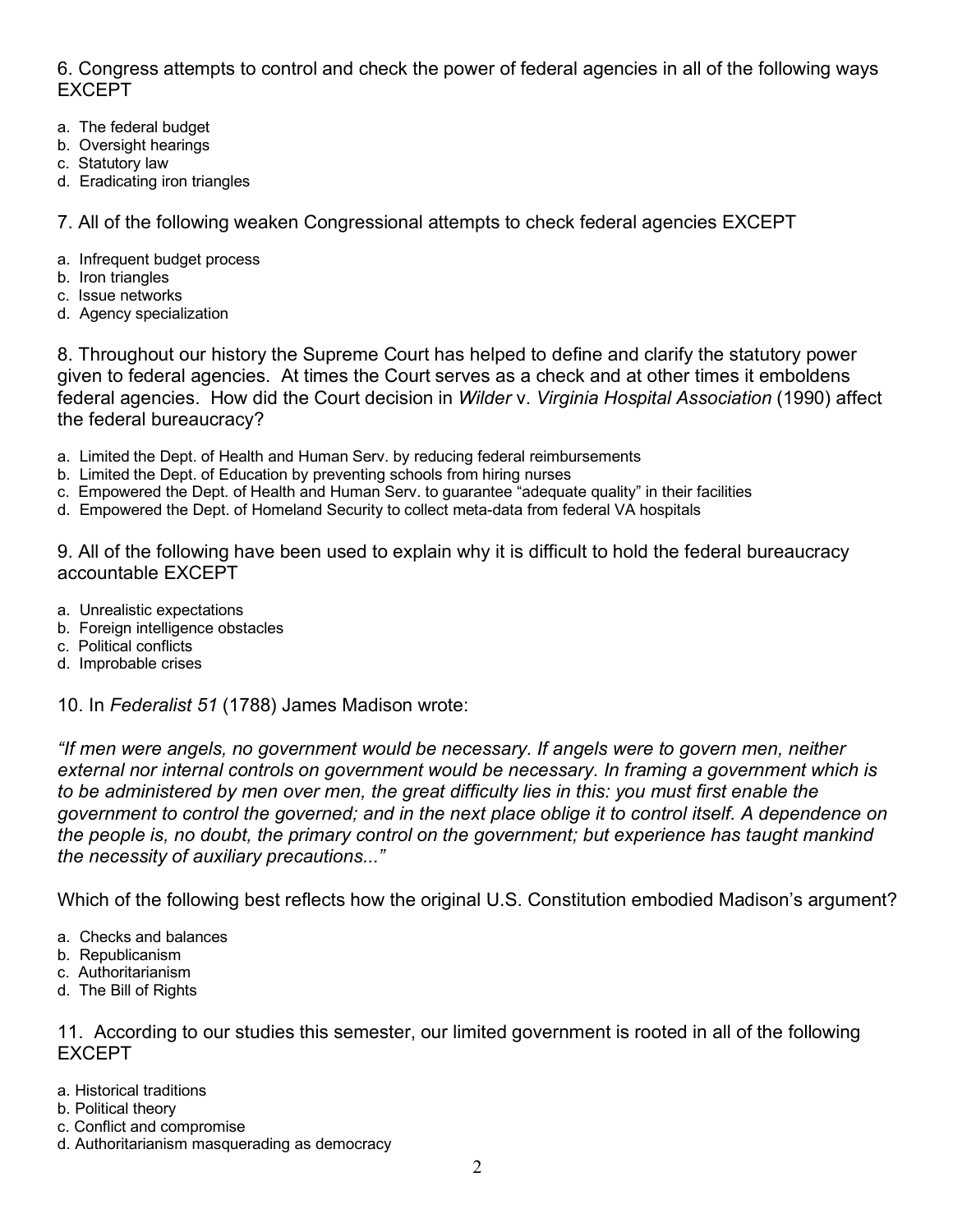6. Congress attempts to control and check the power of federal agencies in all of the following ways EXCEPT

a. The federal budget
b. Oversight hearings
c. Statutory law
d. Eradicating iron triangles

7. All of the following weaken Congressional attempts to check federal agencies EXCEPT

a. Infrequent budget process
b. Iron triangles
c. Issue networks
d. Agency specialization

8. Throughout our history the Supreme Court has helped to define and clarify the statutory power given to federal agencies. At times the Court serves as a check and at other times it emboldens federal agencies. How did the Court decision in *Wilder* v. *Virginia Hospital Association* (1990) affect the federal bureaucracy?

a. Limited the Dept. of Health and Human Serv. by reducing federal reimbursements
b. Limited the Dept. of Education by preventing schools from hiring nurses
c. Empowered the Dept. of Health and Human Serv. to guarantee "adequate quality" in their facilities
d. Empowered the Dept. of Homeland Security to collect meta-data from federal VA hospitals

9. All of the following have been used to explain why it is difficult to hold the federal bureaucracy accountable EXCEPT

a. Unrealistic expectations
b. Foreign intelligence obstacles
c. Political conflicts
d. Improbable crises

10. In *Federalist 51* (1788) James Madison wrote:

*"If men were angels, no government would be necessary. If angels were to govern men, neither external nor internal controls on government would be necessary. In framing a government which is to be administered by men over men, the great difficulty lies in this: you must first enable the government to control the governed; and in the next place oblige it to control itself. A dependence on the people is, no doubt, the primary control on the government; but experience has taught mankind the necessity of auxiliary precautions..."*

Which of the following best reflects how the original U.S. Constitution embodied Madison's argument?

a. Checks and balances
b. Republicanism
c. Authoritarianism
d. The Bill of Rights

11. According to our studies this semester, our limited government is rooted in all of the following EXCEPT

a. Historical traditions
b. Political theory
c. Conflict and compromise
d. Authoritarianism masquerading as democracy